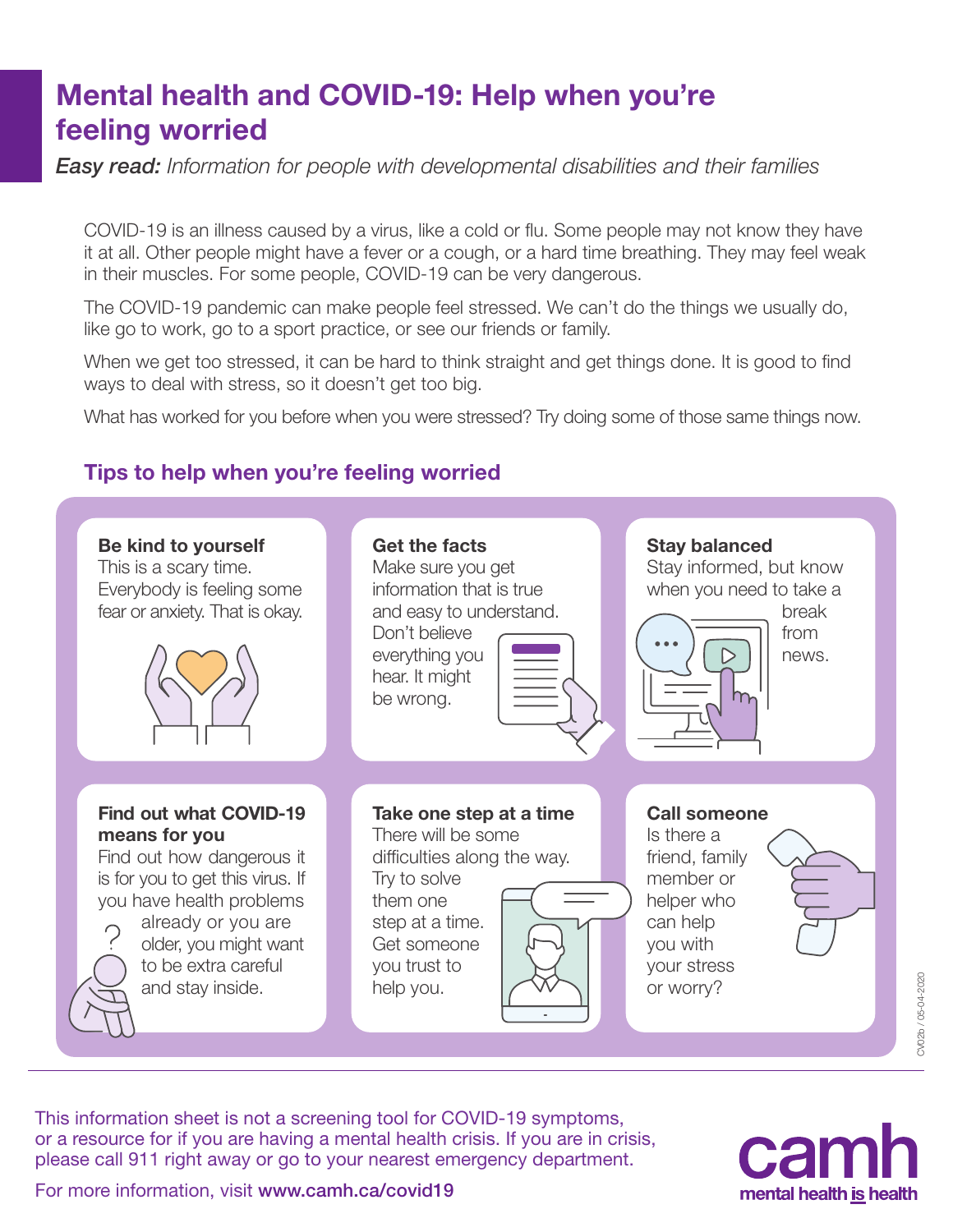# Mental health and COVID-19: Help when you're feeling worried

***Easy read:** Information for people with developmental disabilities and their families*

COVID-19 is an illness caused by a virus, like a cold or flu. Some people may not know they have it at all. Other people might have a fever or a cough, or a hard time breathing. They may feel weak in their muscles. For some people, COVID-19 can be very dangerous.

The COVID-19 pandemic can make people feel stressed. We can't do the things we usually do, like go to work, go to a sport practice, or see our friends or family.

When we get too stressed, it can be hard to think straight and get things done. It is good to find ways to deal with stress, so it doesn't get too big.

What has worked for you before when you were stressed? Try doing some of those same things now.

## Tips to help when you're feeling worried

**Be kind to yourself**
This is a scary time. Everybody is feeling some fear or anxiety. That is okay.

**Get the facts**
Make sure you get information that is true and easy to understand. Don't believe everything you hear. It might be wrong.

**Stay balanced**
Stay informed, but know when you need to take a break from news.

**Find out what COVID-19 means for you**
Find out how dangerous it is for you to get this virus. If you have health problems already or you are older, you might want to be extra careful and stay inside.

**Take one step at a time**
There will be some difficulties along the way. Try to solve them one step at a time. Get someone you trust to help you.

**Call someone**
Is there a friend, family member or helper who can help you with your stress or worry?

This information sheet is not a screening tool for COVID-19 symptoms, or a resource for if you are having a mental health crisis. If you are in crisis, please call 911 right away or go to your nearest emergency department.

For more information, visit **www.camh.ca/covid19**

camh
mental health **is** health

CV02b / 05-04-2020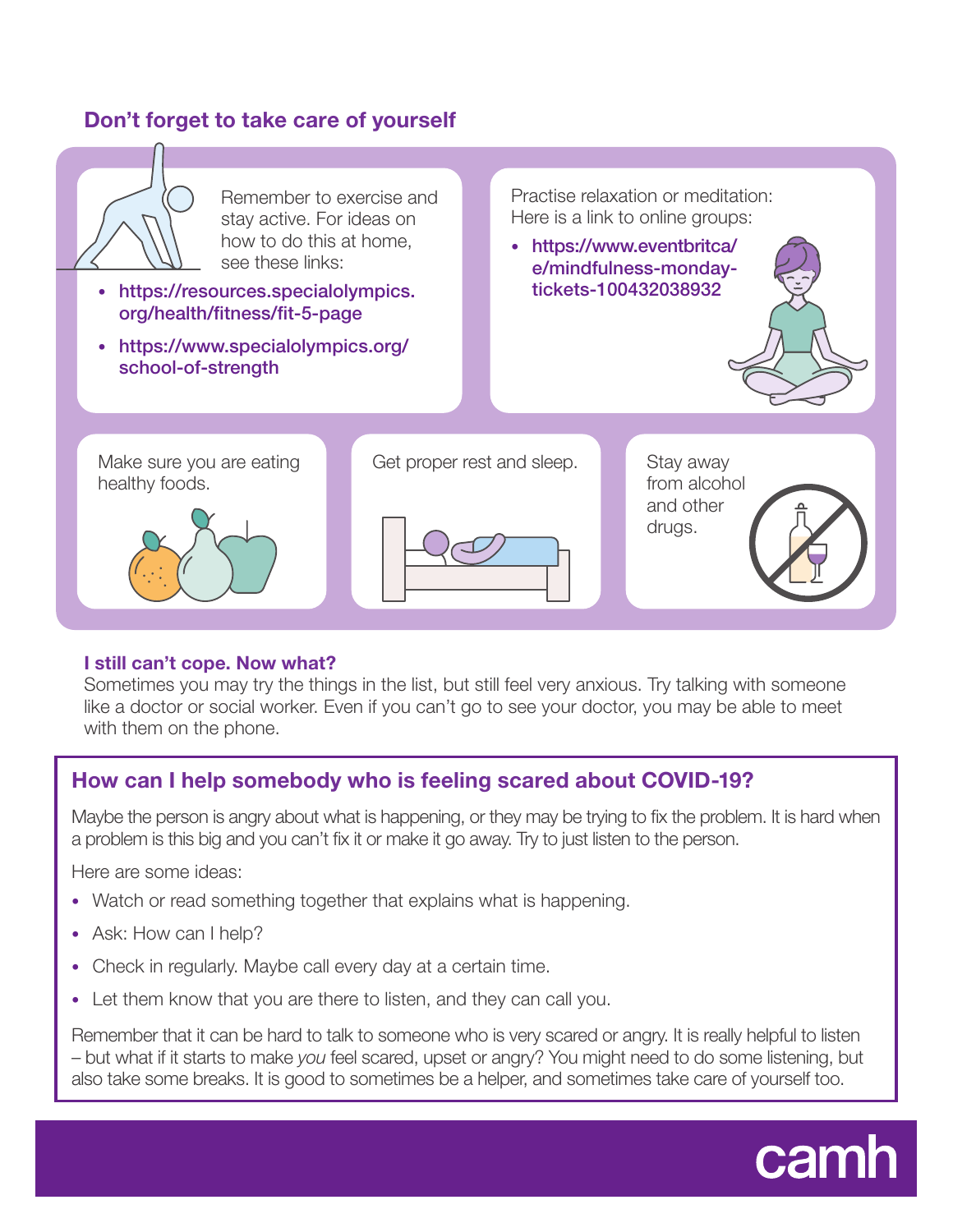## Don't forget to take care of yourself

Remember to exercise and stay active. For ideas on how to do this at home, see these links:

- https://resources.specialolympics.org/health/fitness/fit-5-page
- https://www.specialolympics.org/school-of-strength

Practise relaxation or meditation: Here is a link to online groups:

- https://www.eventbritca/e/mindfulness-monday-tickets-100432038932

Make sure you are eating healthy foods.

Get proper rest and sleep.

Stay away from alcohol and other drugs.

### I still can't cope. Now what?

Sometimes you may try the things in the list, but still feel very anxious. Try talking with someone like a doctor or social worker. Even if you can't go to see your doctor, you may be able to meet with them on the phone.

## How can I help somebody who is feeling scared about COVID-19?

Maybe the person is angry about what is happening, or they may be trying to fix the problem. It is hard when a problem is this big and you can't fix it or make it go away. Try to just listen to the person.

Here are some ideas:

- Watch or read something together that explains what is happening.
- Ask: How can I help?
- Check in regularly. Maybe call every day at a certain time.
- Let them know that you are there to listen, and they can call you.

Remember that it can be hard to talk to someone who is very scared or angry. It is really helpful to listen – but what if it starts to make *you* feel scared, upset or angry? You might need to do some listening, but also take some breaks. It is good to sometimes be a helper, and sometimes take care of yourself too.

camh